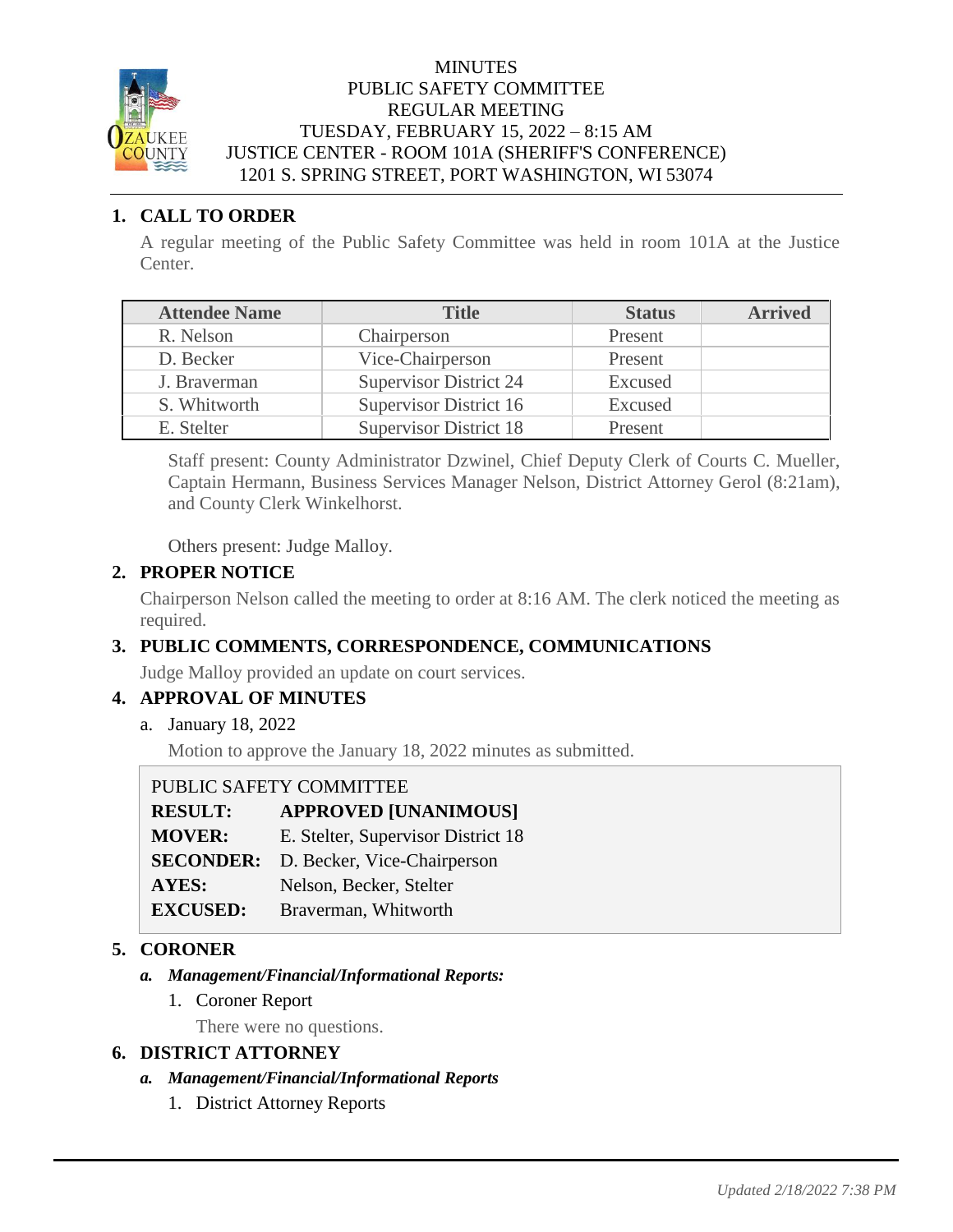# MINUTES
## PUBLIC SAFETY COMMITTEE
## REGULAR MEETING
## TUESDAY, FEBRUARY 15, 2022 – 8:15 AM
## JUSTICE CENTER - ROOM 101A (SHERIFF'S CONFERENCE)
## 1201 S. SPRING STREET, PORT WASHINGTON, WI 53074

### 1. CALL TO ORDER

A regular meeting of the Public Safety Committee was held in room 101A at the Justice Center.

| Attendee Name | Title | Status | Arrived |
|---|---|---|---|
| R. Nelson | Chairperson | Present | |
| D. Becker | Vice-Chairperson | Present | |
| J. Braverman | Supervisor District 24 | Excused | |
| S. Whitworth | Supervisor District 16 | Excused | |
| E. Stelter | Supervisor District 18 | Present | |

Staff present: County Administrator Dzwinel, Chief Deputy Clerk of Courts C. Mueller, Captain Hermann, Business Services Manager Nelson, District Attorney Gerol (8:21am), and County Clerk Winkelhorst.

Others present: Judge Malloy.

### 2. PROPER NOTICE

Chairperson Nelson called the meeting to order at 8:16 AM. The clerk noticed the meeting as required.

### 3. PUBLIC COMMENTS, CORRESPONDENCE, COMMUNICATIONS

Judge Malloy provided an update on court services.

### 4. APPROVAL OF MINUTES

a. January 18, 2022

Motion to approve the January 18, 2022 minutes as submitted.

PUBLIC SAFETY COMMITTEE

| | |
|---|---|
| **RESULT:** | **APPROVED [UNANIMOUS]** |
| **MOVER:** | E. Stelter, Supervisor District 18 |
| **SECONDER:** | D. Becker, Vice-Chairperson |
| **AYES:** | Nelson, Becker, Stelter |
| **EXCUSED:** | Braverman, Whitworth |

### 5. CORONER

*a. **Management/Financial/Informational Reports:***

1. Coroner Report

   There were no questions.

### 6. DISTRICT ATTORNEY

*a. **Management/Financial/Informational Reports***

1. District Attorney Reports

*Updated 2/18/2022 7:38 PM*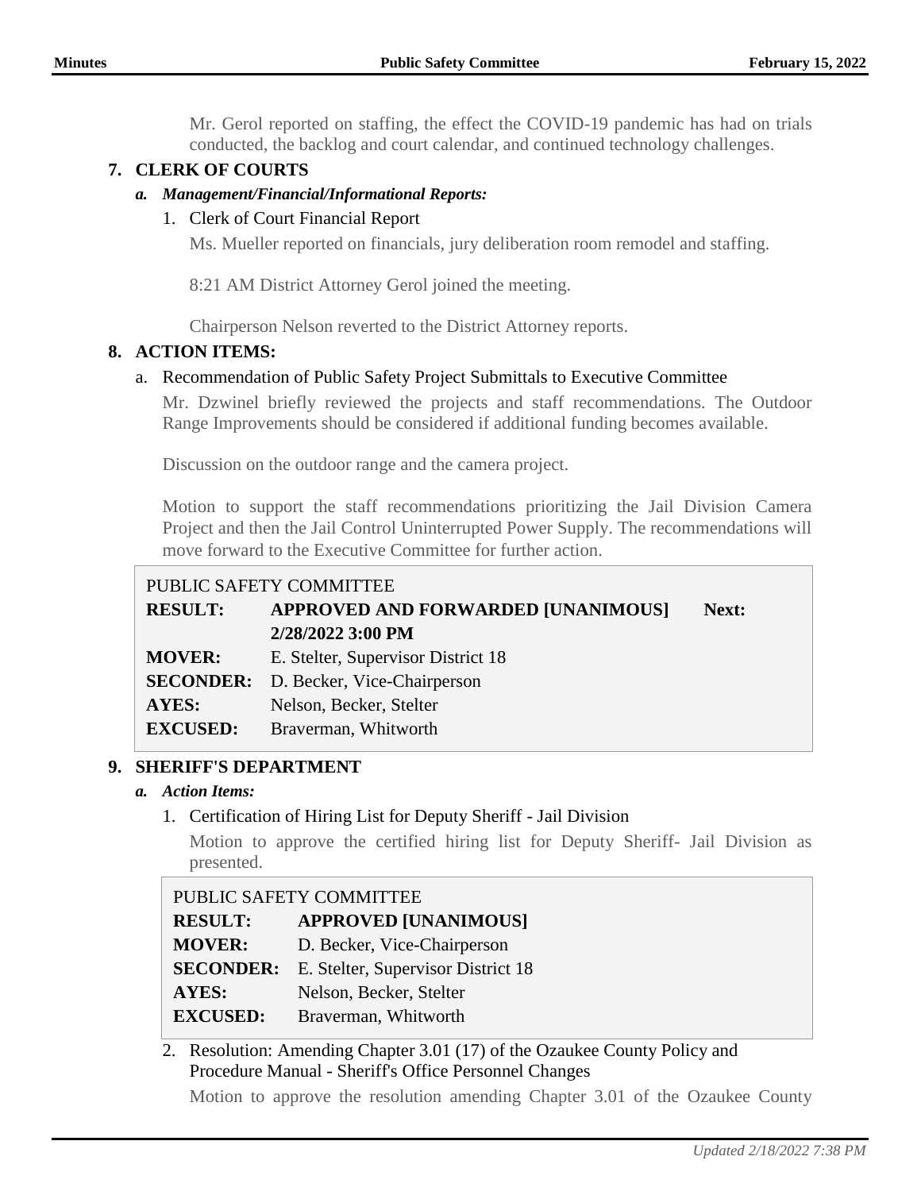Mr. Gerol reported on staffing, the effect the COVID-19 pandemic has had on trials conducted, the backlog and court calendar, and continued technology challenges.

## 7. CLERK OF COURTS

### *a. Management/Financial/Informational Reports:*

1. Clerk of Court Financial Report

   Ms. Mueller reported on financials, jury deliberation room remodel and staffing.

   8:21 AM District Attorney Gerol joined the meeting.

   Chairperson Nelson reverted to the District Attorney reports.

## 8. ACTION ITEMS:

a. Recommendation of Public Safety Project Submittals to Executive Committee

Mr. Dzwinel briefly reviewed the projects and staff recommendations. The Outdoor Range Improvements should be considered if additional funding becomes available.

Discussion on the outdoor range and the camera project.

Motion to support the staff recommendations prioritizing the Jail Division Camera Project and then the Jail Control Uninterrupted Power Supply. The recommendations will move forward to the Executive Committee for further action.

| PUBLIC SAFETY COMMITTEE | |
|---|---|
| **RESULT:** | **APPROVED AND FORWARDED [UNANIMOUS] Next: 2/28/2022 3:00 PM** |
| **MOVER:** | E. Stelter, Supervisor District 18 |
| **SECONDER:** | D. Becker, Vice-Chairperson |
| **AYES:** | Nelson, Becker, Stelter |
| **EXCUSED:** | Braverman, Whitworth |

## 9. SHERIFF'S DEPARTMENT

### *a. Action Items:*

1. Certification of Hiring List for Deputy Sheriff - Jail Division

   Motion to approve the certified hiring list for Deputy Sheriff- Jail Division as presented.

| PUBLIC SAFETY COMMITTEE | |
|---|---|
| **RESULT:** | **APPROVED [UNANIMOUS]** |
| **MOVER:** | D. Becker, Vice-Chairperson |
| **SECONDER:** | E. Stelter, Supervisor District 18 |
| **AYES:** | Nelson, Becker, Stelter |
| **EXCUSED:** | Braverman, Whitworth |

2. Resolution: Amending Chapter 3.01 (17) of the Ozaukee County Policy and Procedure Manual - Sheriff's Office Personnel Changes

   Motion to approve the resolution amending Chapter 3.01 of the Ozaukee County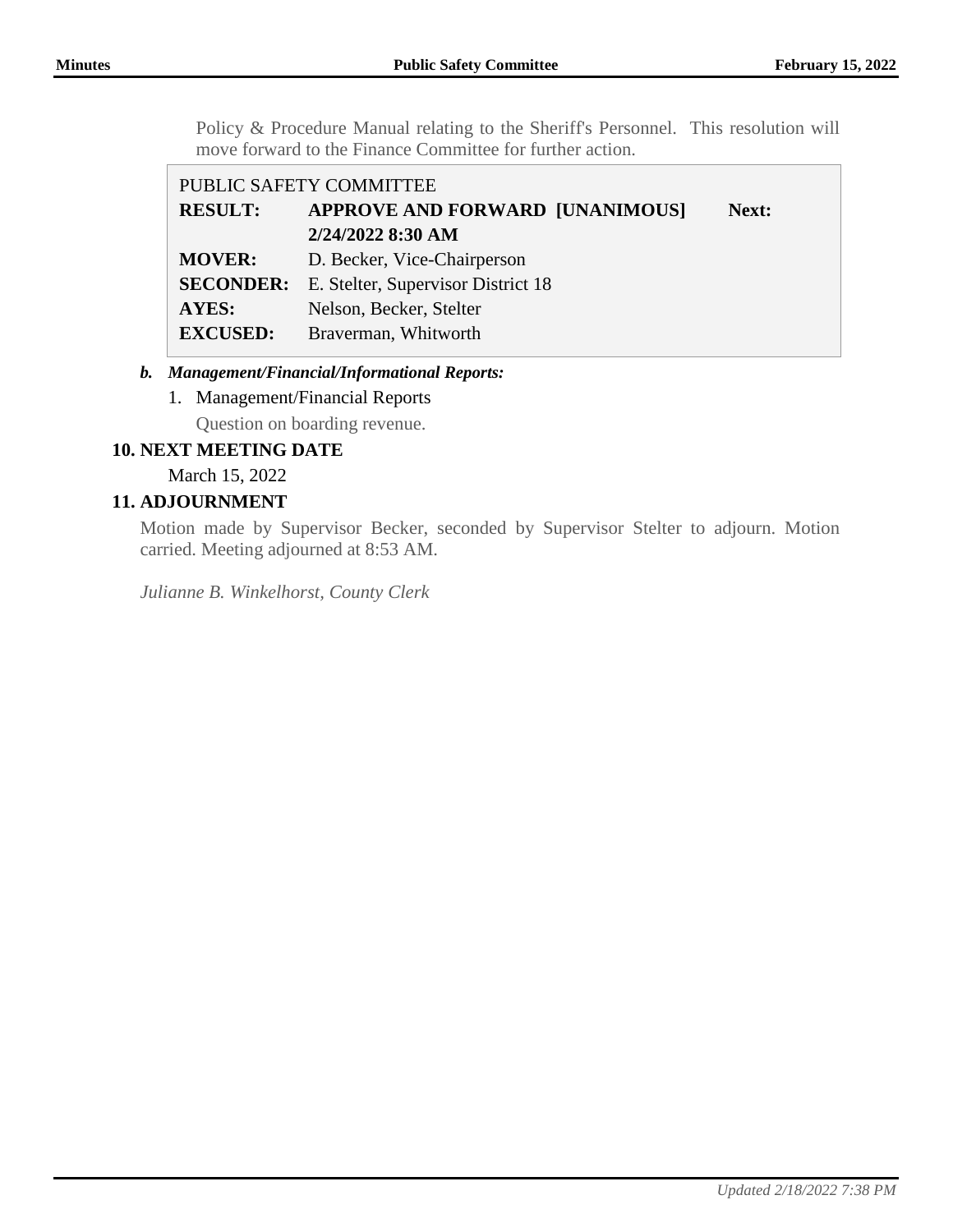Policy & Procedure Manual relating to the Sheriff's Personnel. This resolution will move forward to the Finance Committee for further action.

| PUBLIC SAFETY COMMITTEE | |
|---|---|
| **RESULT:** | **APPROVE AND FORWARD [UNANIMOUS]** **Next: 2/24/2022 8:30 AM** |
| **MOVER:** | D. Becker, Vice-Chairperson |
| **SECONDER:** | E. Stelter, Supervisor District 18 |
| **AYES:** | Nelson, Becker, Stelter |
| **EXCUSED:** | Braverman, Whitworth |

***b. Management/Financial/Informational Reports:***

1. Management/Financial Reports

   Question on boarding revenue.

## 10. NEXT MEETING DATE

March 15, 2022

## 11. ADJOURNMENT

Motion made by Supervisor Becker, seconded by Supervisor Stelter to adjourn. Motion carried. Meeting adjourned at 8:53 AM.

*Julianne B. Winkelhorst, County Clerk*